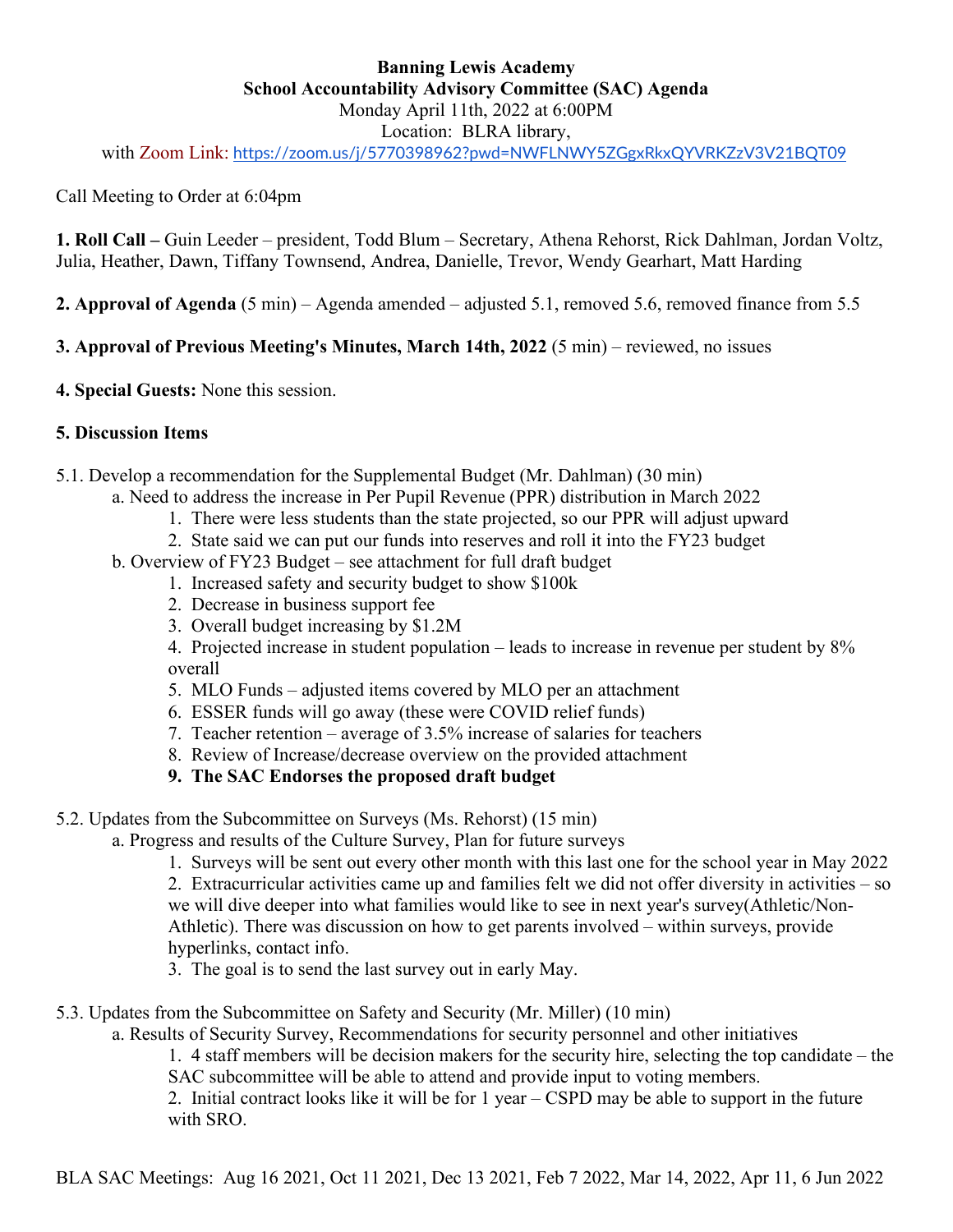**Banning Lewis Academy**
**School Accountability Advisory Committee (SAC) Agenda**
Monday April 11th, 2022 at 6:00PM
Location: BLRA library,
with Zoom Link: https://zoom.us/j/5770398962?pwd=NWFLNWY5ZGgxRkxQYVRKZzV3V21BQT09

Call Meeting to Order at 6:04pm

**1. Roll Call –** Guin Leeder – president, Todd Blum – Secretary, Athena Rehorst, Rick Dahlman, Jordan Voltz, Julia, Heather, Dawn, Tiffany Townsend, Andrea, Danielle, Trevor, Wendy Gearhart, Matt Harding

**2. Approval of Agenda** (5 min) – Agenda amended – adjusted 5.1, removed 5.6, removed finance from 5.5

**3. Approval of Previous Meeting's Minutes, March 14th, 2022** (5 min) – reviewed, no issues

**4. Special Guests:** None this session.

**5. Discussion Items**

5.1. Develop a recommendation for the Supplemental Budget (Mr. Dahlman) (30 min)
  a. Need to address the increase in Per Pupil Revenue (PPR) distribution in March 2022
    1. There were less students than the state projected, so our PPR will adjust upward
    2. State said we can put our funds into reserves and roll it into the FY23 budget
  b. Overview of FY23 Budget – see attachment for full draft budget
    1. Increased safety and security budget to show $100k
    2. Decrease in business support fee
    3. Overall budget increasing by $1.2M
    4. Projected increase in student population – leads to increase in revenue per student by 8% overall
    5. MLO Funds – adjusted items covered by MLO per an attachment
    6. ESSER funds will go away (these were COVID relief funds)
    7. Teacher retention – average of 3.5% increase of salaries for teachers
    8. Review of Increase/decrease overview on the provided attachment
    9. **The SAC Endorses the proposed draft budget**

5.2. Updates from the Subcommittee on Surveys (Ms. Rehorst) (15 min)
  a. Progress and results of the Culture Survey, Plan for future surveys
    1. Surveys will be sent out every other month with this last one for the school year in May 2022
    2. Extracurricular activities came up and families felt we did not offer diversity in activities – so we will dive deeper into what families would like to see in next year's survey(Athletic/Non-Athletic). There was discussion on how to get parents involved – within surveys, provide hyperlinks, contact info.
    3. The goal is to send the last survey out in early May.

5.3. Updates from the Subcommittee on Safety and Security (Mr. Miller) (10 min)
  a. Results of Security Survey, Recommendations for security personnel and other initiatives
    1. 4 staff members will be decision makers for the security hire, selecting the top candidate – the SAC subcommittee will be able to attend and provide input to voting members.
    2. Initial contract looks like it will be for 1 year – CSPD may be able to support in the future with SRO.

BLA SAC Meetings: Aug 16 2021, Oct 11 2021, Dec 13 2021, Feb 7 2022, Mar 14, 2022, Apr 11, 6 Jun 2022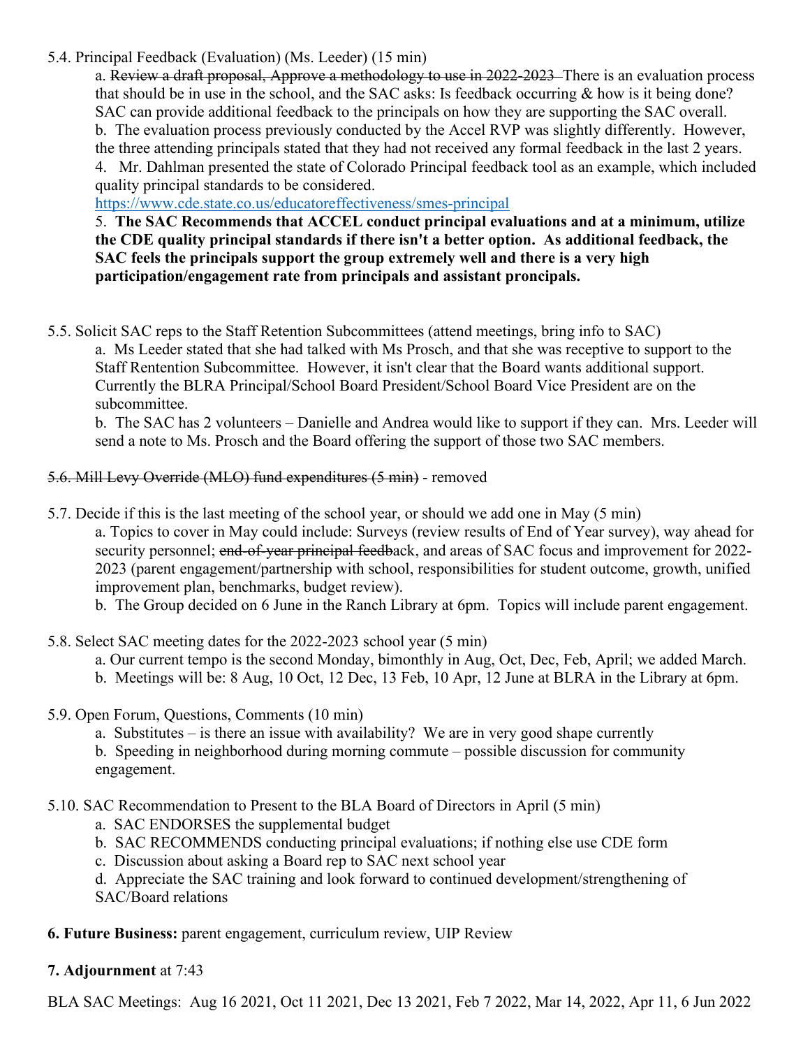5.4. Principal Feedback (Evaluation) (Ms. Leeder) (15 min)

a. ~~Review a draft proposal, Approve a methodology to use in 2022-2023~~ There is an evaluation process that should be in use in the school, and the SAC asks: Is feedback occurring & how is it being done? SAC can provide additional feedback to the principals on how they are supporting the SAC overall.

b. The evaluation process previously conducted by the Accel RVP was slightly differently. However, the three attending principals stated that they had not received any formal feedback in the last 2 years.

4. Mr. Dahlman presented the state of Colorado Principal feedback tool as an example, which included quality principal standards to be considered.
https://www.cde.state.co.us/educatoreffectiveness/smes-principal

5. **The SAC Recommends that ACCEL conduct principal evaluations and at a minimum, utilize the CDE quality principal standards if there isn't a better option. As additional feedback, the SAC feels the principals support the group extremely well and there is a very high participation/engagement rate from principals and assistant proncipals.**

5.5. Solicit SAC reps to the Staff Retention Subcommittees (attend meetings, bring info to SAC)

a. Ms Leeder stated that she had talked with Ms Prosch, and that she was receptive to support to the Staff Rentention Subcommittee. However, it isn't clear that the Board wants additional support. Currently the BLRA Principal/School Board President/School Board Vice President are on the subcommittee.

b. The SAC has 2 volunteers – Danielle and Andrea would like to support if they can. Mrs. Leeder will send a note to Ms. Prosch and the Board offering the support of those two SAC members.

~~5.6. Mill Levy Override (MLO) fund expenditures (5 min)~~ - removed

5.7. Decide if this is the last meeting of the school year, or should we add one in May (5 min)

a. Topics to cover in May could include: Surveys (review results of End of Year survey), way ahead for security personnel; ~~end-of-year principal feedb~~ack, and areas of SAC focus and improvement for 2022-2023 (parent engagement/partnership with school, responsibilities for student outcome, growth, unified improvement plan, benchmarks, budget review).

b. The Group decided on 6 June in the Ranch Library at 6pm. Topics will include parent engagement.

5.8. Select SAC meeting dates for the 2022-2023 school year (5 min)

a. Our current tempo is the second Monday, bimonthly in Aug, Oct, Dec, Feb, April; we added March.

b. Meetings will be: 8 Aug, 10 Oct, 12 Dec, 13 Feb, 10 Apr, 12 June at BLRA in the Library at 6pm.

5.9. Open Forum, Questions, Comments (10 min)

a. Substitutes – is there an issue with availability? We are in very good shape currently

b. Speeding in neighborhood during morning commute – possible discussion for community engagement.

5.10. SAC Recommendation to Present to the BLA Board of Directors in April (5 min)

a. SAC ENDORSES the supplemental budget

b. SAC RECOMMENDS conducting principal evaluations; if nothing else use CDE form

c. Discussion about asking a Board rep to SAC next school year

d. Appreciate the SAC training and look forward to continued development/strengthening of SAC/Board relations

**6. Future Business:** parent engagement, curriculum review, UIP Review

**7. Adjournment** at 7:43

BLA SAC Meetings: Aug 16 2021, Oct 11 2021, Dec 13 2021, Feb 7 2022, Mar 14, 2022, Apr 11, 6 Jun 2022